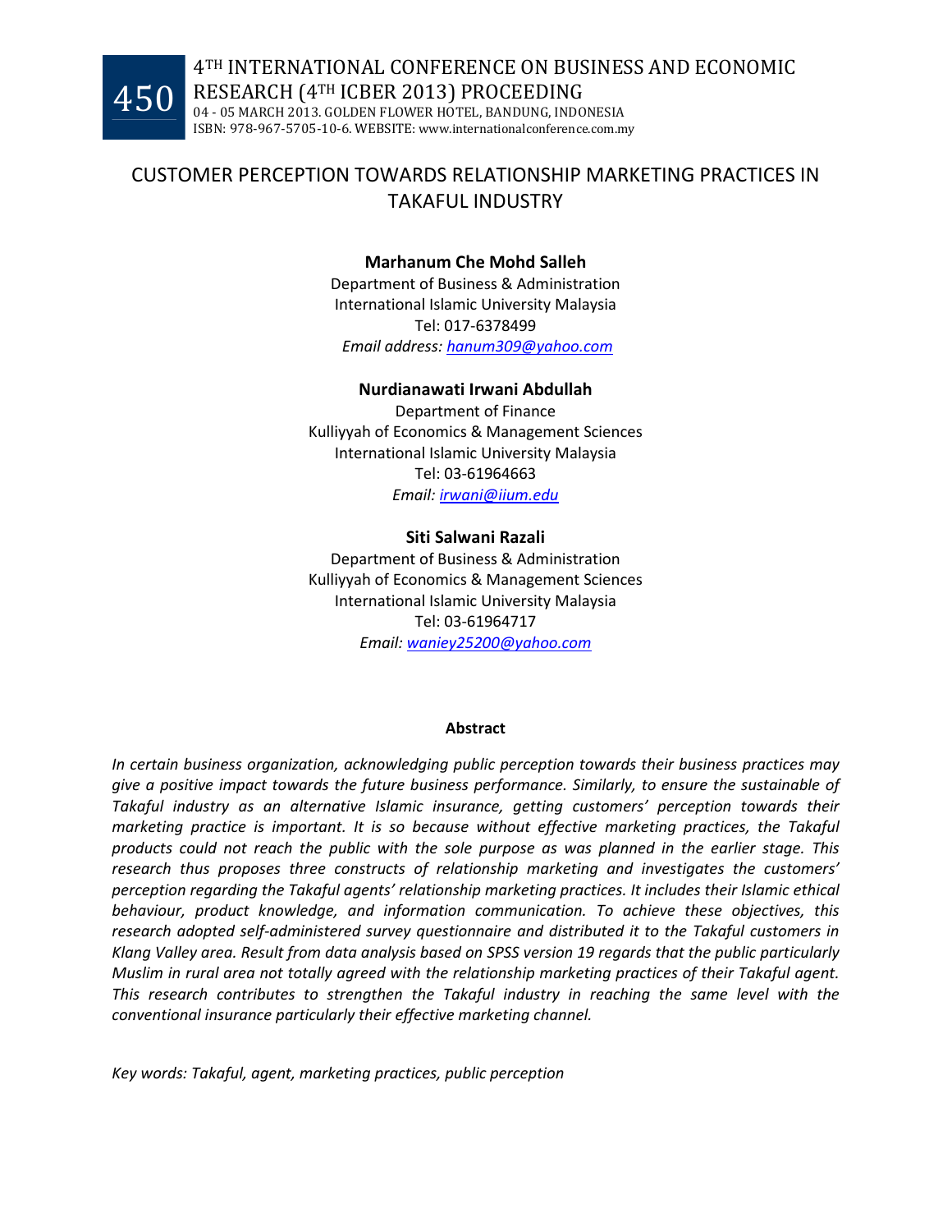# CUSTOMER PERCEPTION TOWARDS RELATIONSHIP MARKETING PRACTICES IN TAKAFUL INDUSTRY

**Marhanum Che Mohd Salleh**
Department of Business & Administration
International Islamic University Malaysia
Tel: 017-6378499
*Email address:* *hanum309@yahoo.com*

**Nurdianawati Irwani Abdullah**
Department of Finance
Kulliyyah of Economics & Management Sciences
International Islamic University Malaysia
Tel: 03-61964663
*Email:* *irwani@iium.edu*

**Siti Salwani Razali**
Department of Business & Administration
Kulliyyah of Economics & Management Sciences
International Islamic University Malaysia
Tel: 03-61964717
*Email:* *waniey25200@yahoo.com*

**Abstract**

*In certain business organization, acknowledging public perception towards their business practices may give a positive impact towards the future business performance. Similarly, to ensure the sustainable of Takaful industry as an alternative Islamic insurance, getting customers' perception towards their marketing practice is important. It is so because without effective marketing practices, the Takaful products could not reach the public with the sole purpose as was planned in the earlier stage. This research thus proposes three constructs of relationship marketing and investigates the customers' perception regarding the Takaful agents' relationship marketing practices. It includes their Islamic ethical behaviour, product knowledge, and information communication. To achieve these objectives, this research adopted self-administered survey questionnaire and distributed it to the Takaful customers in Klang Valley area. Result from data analysis based on SPSS version 19 regards that the public particularly Muslim in rural area not totally agreed with the relationship marketing practices of their Takaful agent. This research contributes to strengthen the Takaful industry in reaching the same level with the conventional insurance particularly their effective marketing channel.*

*Key words: Takaful, agent, marketing practices, public perception*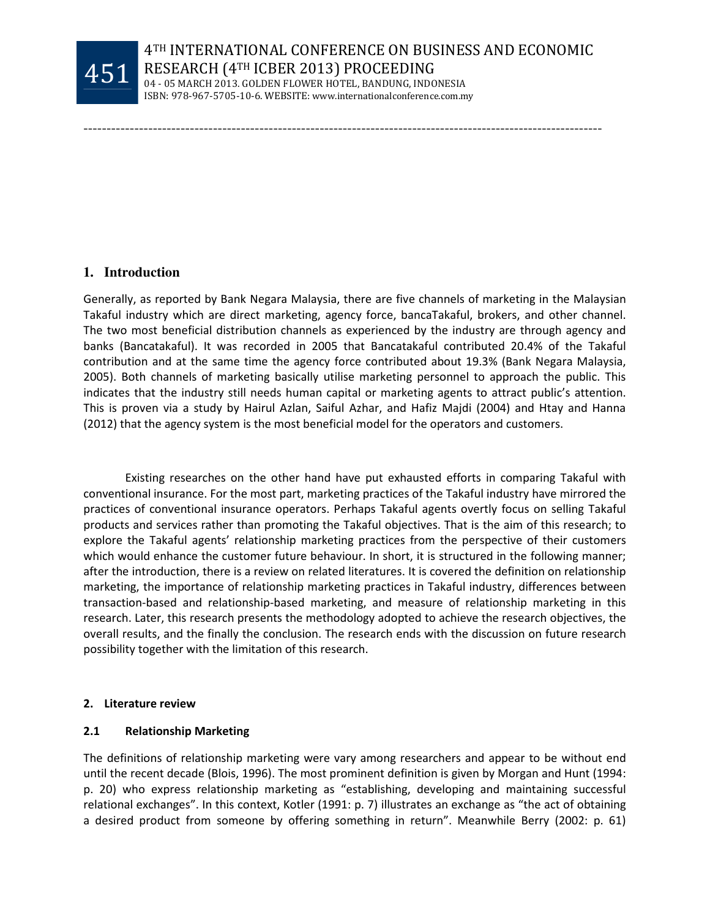## 1. Introduction

Generally, as reported by Bank Negara Malaysia, there are five channels of marketing in the Malaysian Takaful industry which are direct marketing, agency force, bancaTakaful, brokers, and other channel. The two most beneficial distribution channels as experienced by the industry are through agency and banks (Bancatakaful). It was recorded in 2005 that Bancatakaful contributed 20.4% of the Takaful contribution and at the same time the agency force contributed about 19.3% (Bank Negara Malaysia, 2005). Both channels of marketing basically utilise marketing personnel to approach the public. This indicates that the industry still needs human capital or marketing agents to attract public's attention. This is proven via a study by Hairul Azlan, Saiful Azhar, and Hafiz Majdi (2004) and Htay and Hanna (2012) that the agency system is the most beneficial model for the operators and customers.

Existing researches on the other hand have put exhausted efforts in comparing Takaful with conventional insurance. For the most part, marketing practices of the Takaful industry have mirrored the practices of conventional insurance operators. Perhaps Takaful agents overtly focus on selling Takaful products and services rather than promoting the Takaful objectives. That is the aim of this research; to explore the Takaful agents' relationship marketing practices from the perspective of their customers which would enhance the customer future behaviour. In short, it is structured in the following manner; after the introduction, there is a review on related literatures. It is covered the definition on relationship marketing, the importance of relationship marketing practices in Takaful industry, differences between transaction-based and relationship-based marketing, and measure of relationship marketing in this research. Later, this research presents the methodology adopted to achieve the research objectives, the overall results, and the finally the conclusion. The research ends with the discussion on future research possibility together with the limitation of this research.

## 2. Literature review

### 2.1 Relationship Marketing

The definitions of relationship marketing were vary among researchers and appear to be without end until the recent decade (Blois, 1996). The most prominent definition is given by Morgan and Hunt (1994: p. 20) who express relationship marketing as "establishing, developing and maintaining successful relational exchanges". In this context, Kotler (1991: p. 7) illustrates an exchange as "the act of obtaining a desired product from someone by offering something in return". Meanwhile Berry (2002: p. 61)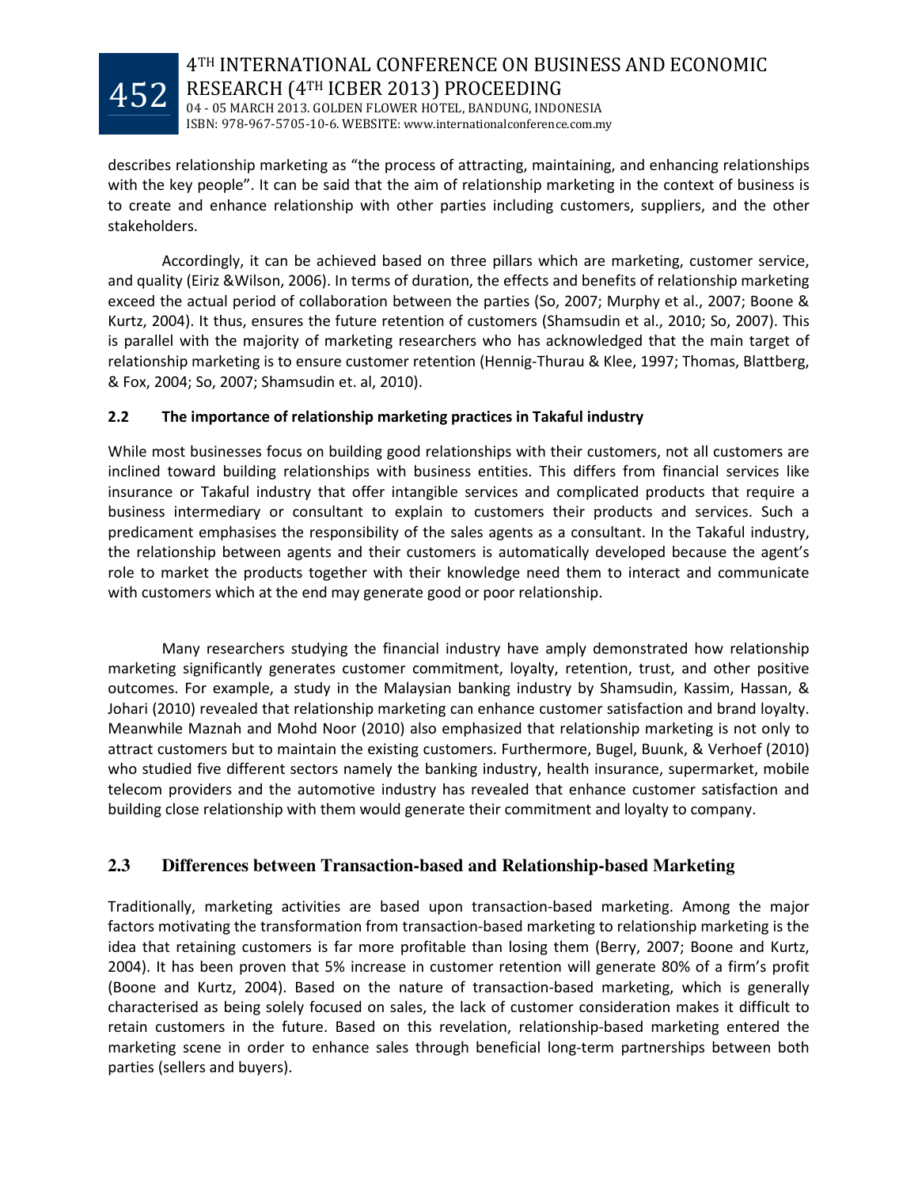describes relationship marketing as "the process of attracting, maintaining, and enhancing relationships with the key people". It can be said that the aim of relationship marketing in the context of business is to create and enhance relationship with other parties including customers, suppliers, and the other stakeholders.

Accordingly, it can be achieved based on three pillars which are marketing, customer service, and quality (Eiriz &Wilson, 2006). In terms of duration, the effects and benefits of relationship marketing exceed the actual period of collaboration between the parties (So, 2007; Murphy et al., 2007; Boone & Kurtz, 2004). It thus, ensures the future retention of customers (Shamsudin et al., 2010; So, 2007). This is parallel with the majority of marketing researchers who has acknowledged that the main target of relationship marketing is to ensure customer retention (Hennig-Thurau & Klee, 1997; Thomas, Blattberg, & Fox, 2004; So, 2007; Shamsudin et. al, 2010).

### 2.2 The importance of relationship marketing practices in Takaful industry

While most businesses focus on building good relationships with their customers, not all customers are inclined toward building relationships with business entities. This differs from financial services like insurance or Takaful industry that offer intangible services and complicated products that require a business intermediary or consultant to explain to customers their products and services. Such a predicament emphasises the responsibility of the sales agents as a consultant. In the Takaful industry, the relationship between agents and their customers is automatically developed because the agent's role to market the products together with their knowledge need them to interact and communicate with customers which at the end may generate good or poor relationship.

Many researchers studying the financial industry have amply demonstrated how relationship marketing significantly generates customer commitment, loyalty, retention, trust, and other positive outcomes. For example, a study in the Malaysian banking industry by Shamsudin, Kassim, Hassan, & Johari (2010) revealed that relationship marketing can enhance customer satisfaction and brand loyalty. Meanwhile Maznah and Mohd Noor (2010) also emphasized that relationship marketing is not only to attract customers but to maintain the existing customers. Furthermore, Bugel, Buunk, & Verhoef (2010) who studied five different sectors namely the banking industry, health insurance, supermarket, mobile telecom providers and the automotive industry has revealed that enhance customer satisfaction and building close relationship with them would generate their commitment and loyalty to company.

### 2.3 Differences between Transaction-based and Relationship-based Marketing

Traditionally, marketing activities are based upon transaction-based marketing. Among the major factors motivating the transformation from transaction-based marketing to relationship marketing is the idea that retaining customers is far more profitable than losing them (Berry, 2007; Boone and Kurtz, 2004). It has been proven that 5% increase in customer retention will generate 80% of a firm's profit (Boone and Kurtz, 2004). Based on the nature of transaction-based marketing, which is generally characterised as being solely focused on sales, the lack of customer consideration makes it difficult to retain customers in the future. Based on this revelation, relationship-based marketing entered the marketing scene in order to enhance sales through beneficial long-term partnerships between both parties (sellers and buyers).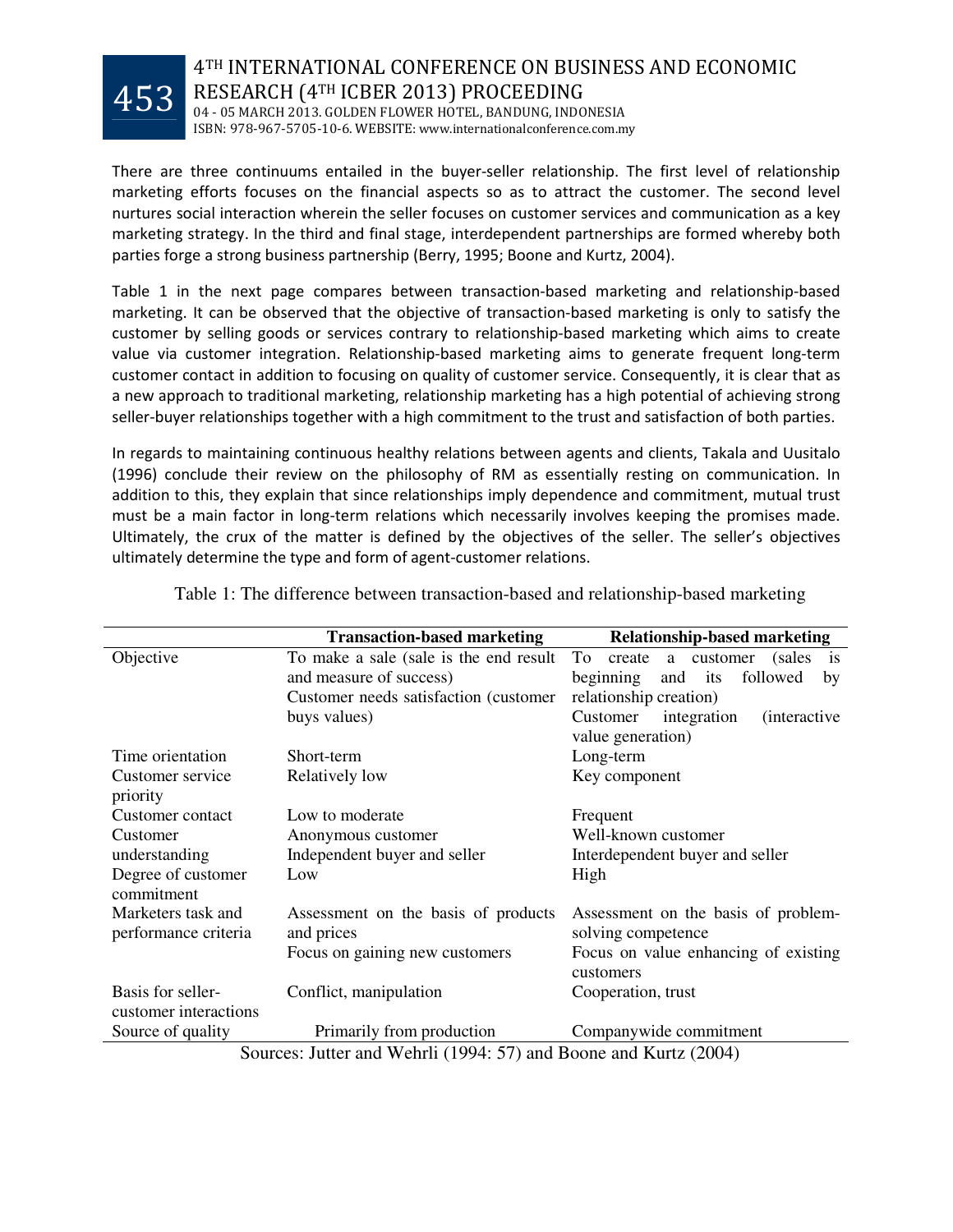There are three continuums entailed in the buyer-seller relationship. The first level of relationship marketing efforts focuses on the financial aspects so as to attract the customer. The second level nurtures social interaction wherein the seller focuses on customer services and communication as a key marketing strategy. In the third and final stage, interdependent partnerships are formed whereby both parties forge a strong business partnership (Berry, 1995; Boone and Kurtz, 2004).

Table 1 in the next page compares between transaction-based marketing and relationship-based marketing. It can be observed that the objective of transaction-based marketing is only to satisfy the customer by selling goods or services contrary to relationship-based marketing which aims to create value via customer integration. Relationship-based marketing aims to generate frequent long-term customer contact in addition to focusing on quality of customer service. Consequently, it is clear that as a new approach to traditional marketing, relationship marketing has a high potential of achieving strong seller-buyer relationships together with a high commitment to the trust and satisfaction of both parties.

In regards to maintaining continuous healthy relations between agents and clients, Takala and Uusitalo (1996) conclude their review on the philosophy of RM as essentially resting on communication. In addition to this, they explain that since relationships imply dependence and commitment, mutual trust must be a main factor in long-term relations which necessarily involves keeping the promises made. Ultimately, the crux of the matter is defined by the objectives of the seller. The seller's objectives ultimately determine the type and form of agent-customer relations.

Table 1: The difference between transaction-based and relationship-based marketing

| | Transaction-based marketing | Relationship-based marketing |
|---|---|---|
| Objective | To make a sale (sale is the end result and measure of success)<br>Customer needs satisfaction (customer buys values) | To create a customer (sales is beginning and its followed by relationship creation)<br>Customer integration (interactive value generation) |
| Time orientation | Short-term | Long-term |
| Customer service priority | Relatively low | Key component |
| Customer contact | Low to moderate | Frequent |
| Customer understanding | Anonymous customer<br>Independent buyer and seller | Well-known customer<br>Interdependent buyer and seller |
| Degree of customer commitment | Low | High |
| Marketers task and performance criteria | Assessment on the basis of products and prices<br>Focus on gaining new customers | Assessment on the basis of problem-solving competence<br>Focus on value enhancing of existing customers |
| Basis for seller-customer interactions | Conflict, manipulation | Cooperation, trust |
| Source of quality | Primarily from production | Companywide commitment |

Sources: Jutter and Wehrli (1994: 57) and Boone and Kurtz (2004)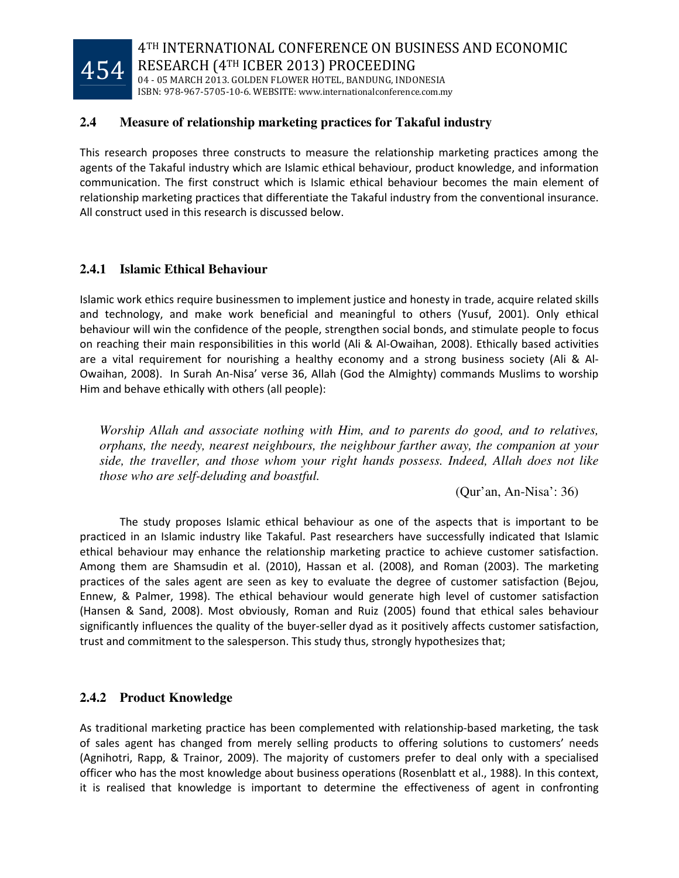### 2.4 Measure of relationship marketing practices for Takaful industry

This research proposes three constructs to measure the relationship marketing practices among the agents of the Takaful industry which are Islamic ethical behaviour, product knowledge, and information communication. The first construct which is Islamic ethical behaviour becomes the main element of relationship marketing practices that differentiate the Takaful industry from the conventional insurance. All construct used in this research is discussed below.

#### 2.4.1 Islamic Ethical Behaviour

Islamic work ethics require businessmen to implement justice and honesty in trade, acquire related skills and technology, and make work beneficial and meaningful to others (Yusuf, 2001). Only ethical behaviour will win the confidence of the people, strengthen social bonds, and stimulate people to focus on reaching their main responsibilities in this world (Ali & Al-Owaihan, 2008). Ethically based activities are a vital requirement for nourishing a healthy economy and a strong business society (Ali & Al-Owaihan, 2008). In Surah An-Nisa' verse 36, Allah (God the Almighty) commands Muslims to worship Him and behave ethically with others (all people):

> *Worship Allah and associate nothing with Him, and to parents do good, and to relatives, orphans, the needy, nearest neighbours, the neighbour farther away, the companion at your side, the traveller, and those whom your right hands possess. Indeed, Allah does not like those who are self-deluding and boastful.*
>
> (Qur'an, An-Nisa': 36)

The study proposes Islamic ethical behaviour as one of the aspects that is important to be practiced in an Islamic industry like Takaful. Past researchers have successfully indicated that Islamic ethical behaviour may enhance the relationship marketing practice to achieve customer satisfaction. Among them are Shamsudin et al. (2010), Hassan et al. (2008), and Roman (2003). The marketing practices of the sales agent are seen as key to evaluate the degree of customer satisfaction (Bejou, Ennew, & Palmer, 1998). The ethical behaviour would generate high level of customer satisfaction (Hansen & Sand, 2008). Most obviously, Roman and Ruiz (2005) found that ethical sales behaviour significantly influences the quality of the buyer-seller dyad as it positively affects customer satisfaction, trust and commitment to the salesperson. This study thus, strongly hypothesizes that;

#### 2.4.2 Product Knowledge

As traditional marketing practice has been complemented with relationship-based marketing, the task of sales agent has changed from merely selling products to offering solutions to customers' needs (Agnihotri, Rapp, & Trainor, 2009). The majority of customers prefer to deal only with a specialised officer who has the most knowledge about business operations (Rosenblatt et al., 1988). In this context, it is realised that knowledge is important to determine the effectiveness of agent in confronting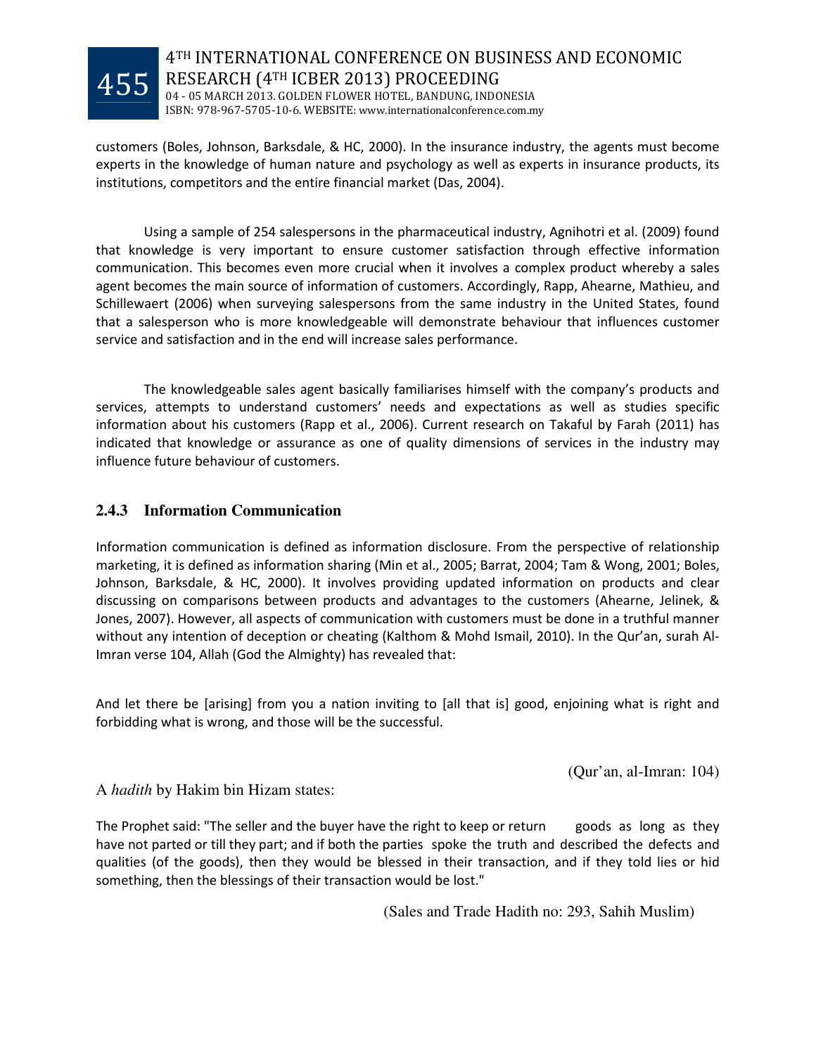customers (Boles, Johnson, Barksdale, & HC, 2000). In the insurance industry, the agents must become experts in the knowledge of human nature and psychology as well as experts in insurance products, its institutions, competitors and the entire financial market (Das, 2004).

Using a sample of 254 salespersons in the pharmaceutical industry, Agnihotri et al. (2009) found that knowledge is very important to ensure customer satisfaction through effective information communication. This becomes even more crucial when it involves a complex product whereby a sales agent becomes the main source of information of customers. Accordingly, Rapp, Ahearne, Mathieu, and Schillewaert (2006) when surveying salespersons from the same industry in the United States, found that a salesperson who is more knowledgeable will demonstrate behaviour that influences customer service and satisfaction and in the end will increase sales performance.

The knowledgeable sales agent basically familiarises himself with the company's products and services, attempts to understand customers' needs and expectations as well as studies specific information about his customers (Rapp et al., 2006). Current research on Takaful by Farah (2011) has indicated that knowledge or assurance as one of quality dimensions of services in the industry may influence future behaviour of customers.

### 2.4.3 Information Communication

Information communication is defined as information disclosure. From the perspective of relationship marketing, it is defined as information sharing (Min et al., 2005; Barrat, 2004; Tam & Wong, 2001; Boles, Johnson, Barksdale, & HC, 2000). It involves providing updated information on products and clear discussing on comparisons between products and advantages to the customers (Ahearne, Jelinek, & Jones, 2007). However, all aspects of communication with customers must be done in a truthful manner without any intention of deception or cheating (Kalthom & Mohd Ismail, 2010). In the Qur'an, surah Al-Imran verse 104, Allah (God the Almighty) has revealed that:

And let there be [arising] from you a nation inviting to [all that is] good, enjoining what is right and forbidding what is wrong, and those will be the successful.

(Qur'an, al-Imran: 104)

A *hadith* by Hakim bin Hizam states:

The Prophet said: "The seller and the buyer have the right to keep or return goods as long as they have not parted or till they part; and if both the parties spoke the truth and described the defects and qualities (of the goods), then they would be blessed in their transaction, and if they told lies or hid something, then the blessings of their transaction would be lost."

(Sales and Trade Hadith no: 293, Sahih Muslim)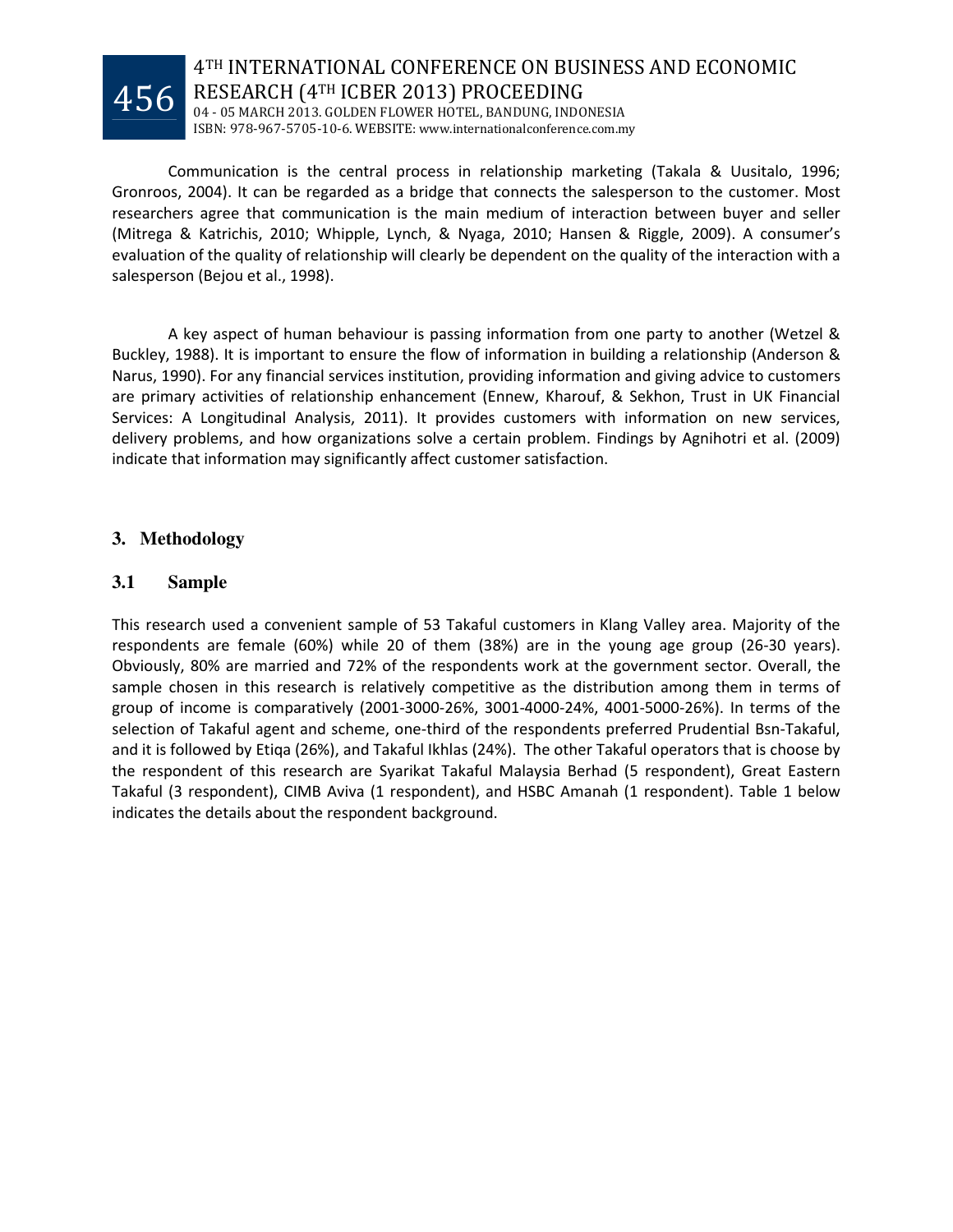Communication is the central process in relationship marketing (Takala & Uusitalo, 1996; Gronroos, 2004). It can be regarded as a bridge that connects the salesperson to the customer. Most researchers agree that communication is the main medium of interaction between buyer and seller (Mitrega & Katrichis, 2010; Whipple, Lynch, & Nyaga, 2010; Hansen & Riggle, 2009). A consumer's evaluation of the quality of relationship will clearly be dependent on the quality of the interaction with a salesperson (Bejou et al., 1998).

A key aspect of human behaviour is passing information from one party to another (Wetzel & Buckley, 1988). It is important to ensure the flow of information in building a relationship (Anderson & Narus, 1990). For any financial services institution, providing information and giving advice to customers are primary activities of relationship enhancement (Ennew, Kharouf, & Sekhon, Trust in UK Financial Services: A Longitudinal Analysis, 2011). It provides customers with information on new services, delivery problems, and how organizations solve a certain problem. Findings by Agnihotri et al. (2009) indicate that information may significantly affect customer satisfaction.

## 3. Methodology

### 3.1 Sample

This research used a convenient sample of 53 Takaful customers in Klang Valley area. Majority of the respondents are female (60%) while 20 of them (38%) are in the young age group (26-30 years). Obviously, 80% are married and 72% of the respondents work at the government sector. Overall, the sample chosen in this research is relatively competitive as the distribution among them in terms of group of income is comparatively (2001-3000-26%, 3001-4000-24%, 4001-5000-26%). In terms of the selection of Takaful agent and scheme, one-third of the respondents preferred Prudential Bsn-Takaful, and it is followed by Etiqa (26%), and Takaful Ikhlas (24%). The other Takaful operators that is choose by the respondent of this research are Syarikat Takaful Malaysia Berhad (5 respondent), Great Eastern Takaful (3 respondent), CIMB Aviva (1 respondent), and HSBC Amanah (1 respondent). Table 1 below indicates the details about the respondent background.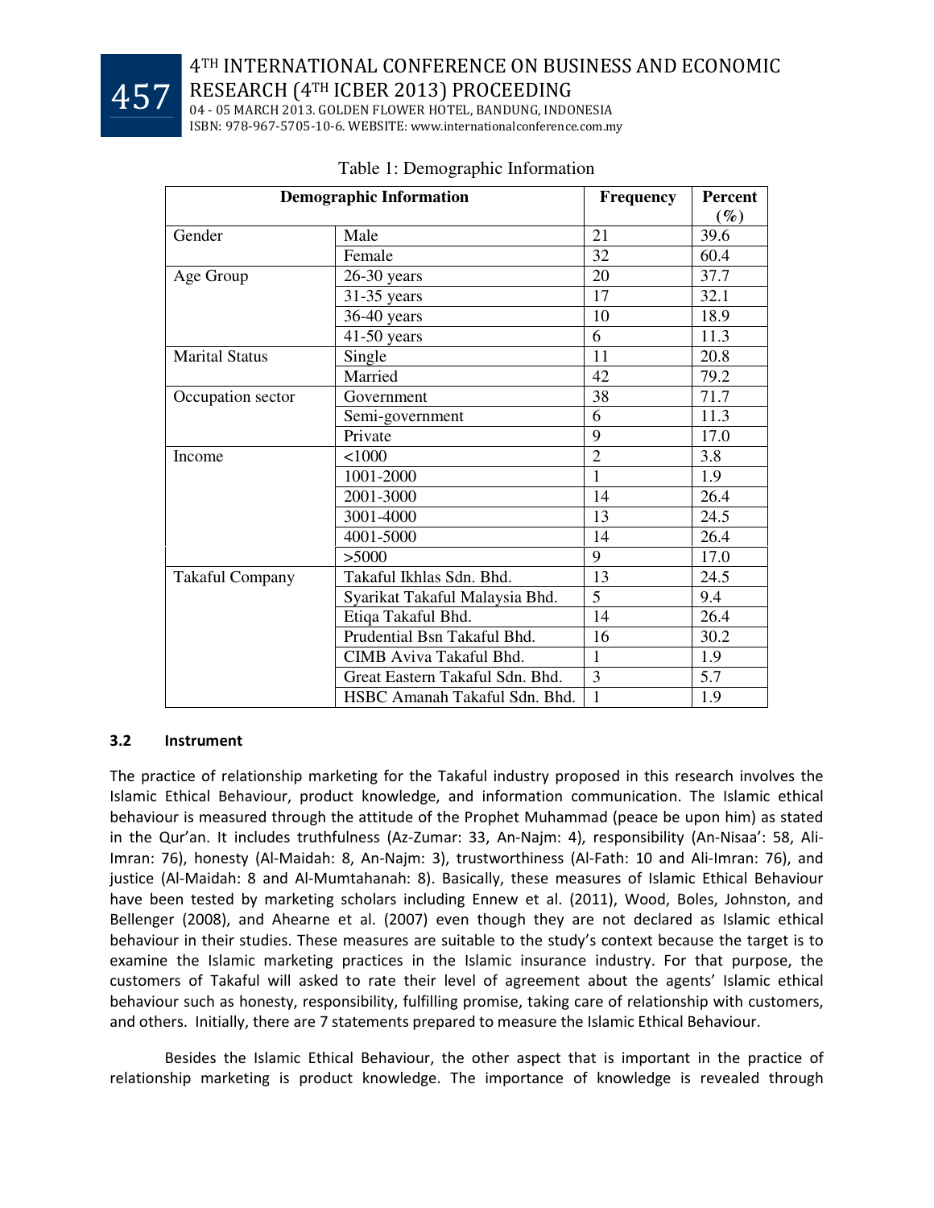Table 1: Demographic Information

| Demographic Information | | Frequency | Percent (%) |
|---|---|---|---|
| Gender | Male | 21 | 39.6 |
| | Female | 32 | 60.4 |
| Age Group | 26-30 years | 20 | 37.7 |
| | 31-35 years | 17 | 32.1 |
| | 36-40 years | 10 | 18.9 |
| | 41-50 years | 6 | 11.3 |
| Marital Status | Single | 11 | 20.8 |
| | Married | 42 | 79.2 |
| Occupation sector | Government | 38 | 71.7 |
| | Semi-government | 6 | 11.3 |
| | Private | 9 | 17.0 |
| Income | <1000 | 2 | 3.8 |
| | 1001-2000 | 1 | 1.9 |
| | 2001-3000 | 14 | 26.4 |
| | 3001-4000 | 13 | 24.5 |
| | 4001-5000 | 14 | 26.4 |
| | >5000 | 9 | 17.0 |
| Takaful Company | Takaful Ikhlas Sdn. Bhd. | 13 | 24.5 |
| | Syarikat Takaful Malaysia Bhd. | 5 | 9.4 |
| | Etiqa Takaful Bhd. | 14 | 26.4 |
| | Prudential Bsn Takaful Bhd. | 16 | 30.2 |
| | CIMB Aviva Takaful Bhd. | 1 | 1.9 |
| | Great Eastern Takaful Sdn. Bhd. | 3 | 5.7 |
| | HSBC Amanah Takaful Sdn. Bhd. | 1 | 1.9 |

### 3.2 Instrument

The practice of relationship marketing for the Takaful industry proposed in this research involves the Islamic Ethical Behaviour, product knowledge, and information communication. The Islamic ethical behaviour is measured through the attitude of the Prophet Muhammad (peace be upon him) as stated in the Qur'an. It includes truthfulness (Az-Zumar: 33, An-Najm: 4), responsibility (An-Nisaa': 58, Ali-Imran: 76), honesty (Al-Maidah: 8, An-Najm: 3), trustworthiness (Al-Fath: 10 and Ali-Imran: 76), and justice (Al-Maidah: 8 and Al-Mumtahanah: 8). Basically, these measures of Islamic Ethical Behaviour have been tested by marketing scholars including Ennew et al. (2011), Wood, Boles, Johnston, and Bellenger (2008), and Ahearne et al. (2007) even though they are not declared as Islamic ethical behaviour in their studies. These measures are suitable to the study's context because the target is to examine the Islamic marketing practices in the Islamic insurance industry. For that purpose, the customers of Takaful will asked to rate their level of agreement about the agents' Islamic ethical behaviour such as honesty, responsibility, fulfilling promise, taking care of relationship with customers, and others. Initially, there are 7 statements prepared to measure the Islamic Ethical Behaviour.

Besides the Islamic Ethical Behaviour, the other aspect that is important in the practice of relationship marketing is product knowledge. The importance of knowledge is revealed through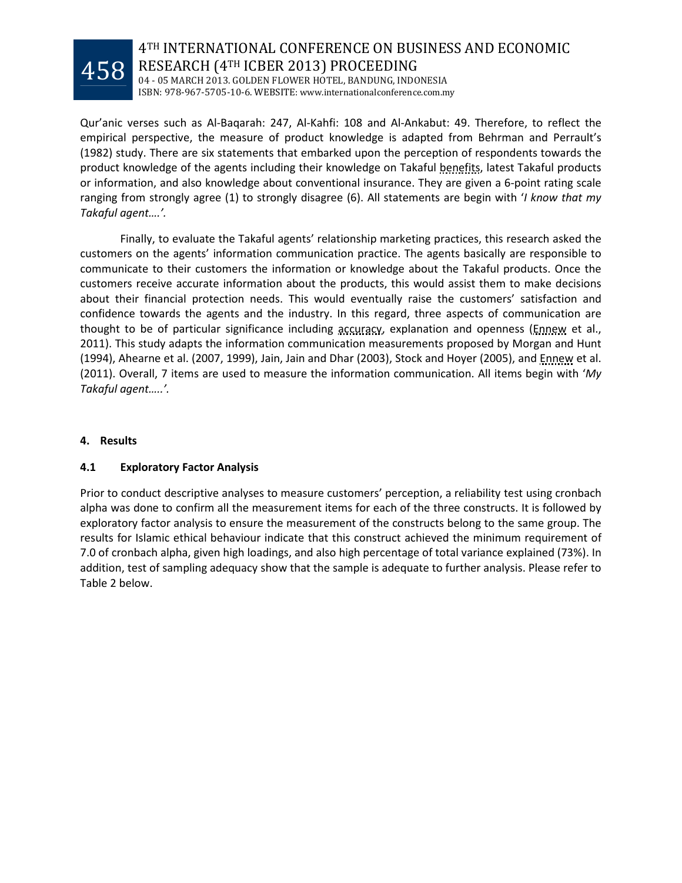Qur'anic verses such as Al-Baqarah: 247, Al-Kahfi: 108 and Al-Ankabut: 49. Therefore, to reflect the empirical perspective, the measure of product knowledge is adapted from Behrman and Perrault's (1982) study. There are six statements that embarked upon the perception of respondents towards the product knowledge of the agents including their knowledge on Takaful benefits, latest Takaful products or information, and also knowledge about conventional insurance. They are given a 6-point rating scale ranging from strongly agree (1) to strongly disagree (6). All statements are begin with '*I know that my Takaful agent….'*.

Finally, to evaluate the Takaful agents' relationship marketing practices, this research asked the customers on the agents' information communication practice. The agents basically are responsible to communicate to their customers the information or knowledge about the Takaful products. Once the customers receive accurate information about the products, this would assist them to make decisions about their financial protection needs. This would eventually raise the customers' satisfaction and confidence towards the agents and the industry. In this regard, three aspects of communication are thought to be of particular significance including accuracy, explanation and openness (Ennew et al., 2011). This study adapts the information communication measurements proposed by Morgan and Hunt (1994), Ahearne et al. (2007, 1999), Jain, Jain and Dhar (2003), Stock and Hoyer (2005), and Ennew et al. (2011). Overall, 7 items are used to measure the information communication. All items begin with '*My Takaful agent…..'*.

## 4. Results

### 4.1 Exploratory Factor Analysis

Prior to conduct descriptive analyses to measure customers' perception, a reliability test using cronbach alpha was done to confirm all the measurement items for each of the three constructs. It is followed by exploratory factor analysis to ensure the measurement of the constructs belong to the same group. The results for Islamic ethical behaviour indicate that this construct achieved the minimum requirement of 7.0 of cronbach alpha, given high loadings, and also high percentage of total variance explained (73%). In addition, test of sampling adequacy show that the sample is adequate to further analysis. Please refer to Table 2 below.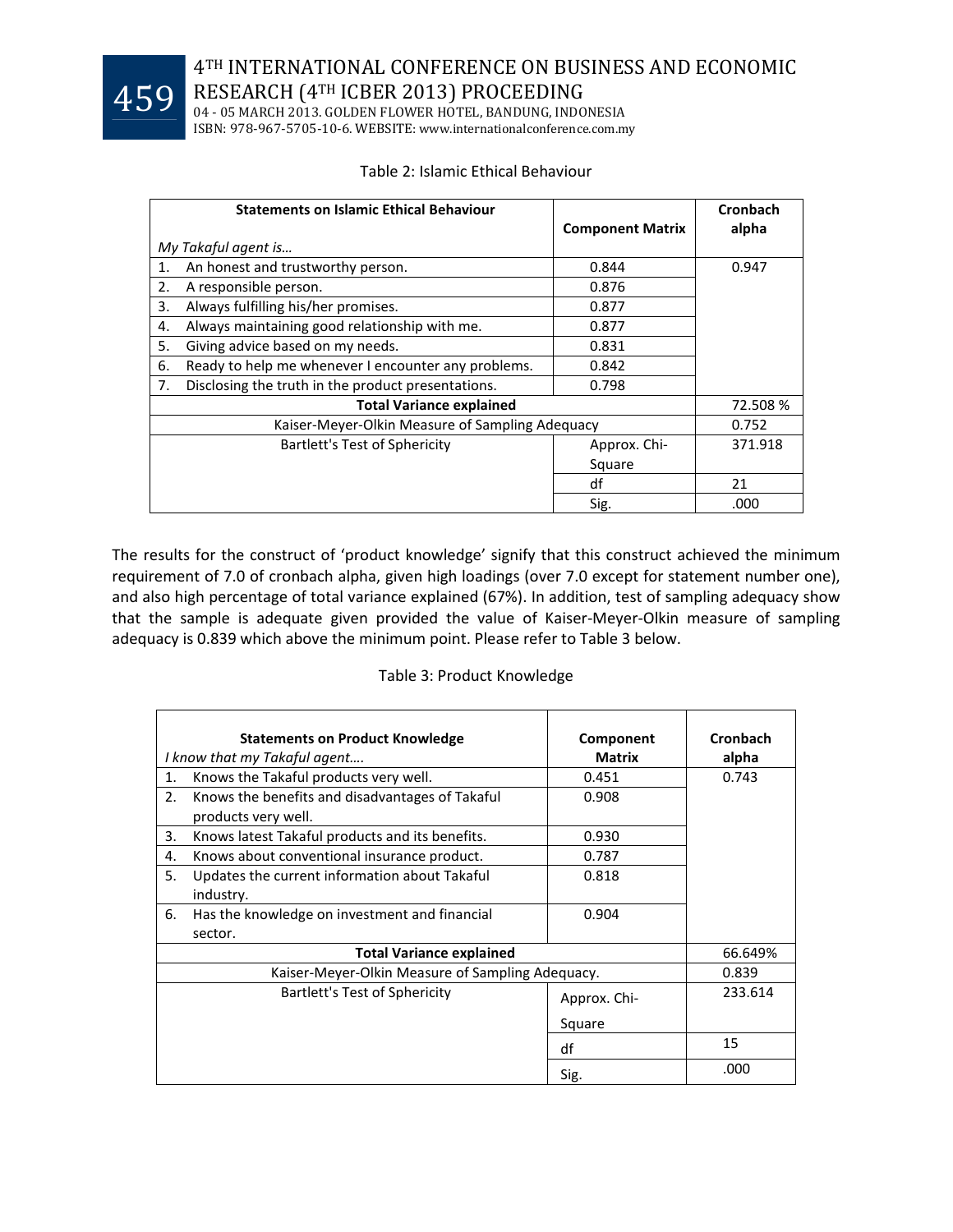Table 2: Islamic Ethical Behaviour

| Statements on Islamic Ethical Behaviour<br>*My Takaful agent is…* | Component Matrix | Cronbach alpha |
|---|---|---|
| 1. An honest and trustworthy person. | 0.844 | 0.947 |
| 2. A responsible person. | 0.876 | |
| 3. Always fulfilling his/her promises. | 0.877 | |
| 4. Always maintaining good relationship with me. | 0.877 | |
| 5. Giving advice based on my needs. | 0.831 | |
| 6. Ready to help me whenever I encounter any problems. | 0.842 | |
| 7. Disclosing the truth in the product presentations. | 0.798 | |
| **Total Variance explained** | | 72.508 % |
| Kaiser-Meyer-Olkin Measure of Sampling Adequacy | | 0.752 |
| Bartlett's Test of Sphericity | Approx. Chi-Square | 371.918 |
| | df | 21 |
| | Sig. | .000 |

The results for the construct of 'product knowledge' signify that this construct achieved the minimum requirement of 7.0 of cronbach alpha, given high loadings (over 7.0 except for statement number one), and also high percentage of total variance explained (67%). In addition, test of sampling adequacy show that the sample is adequate given provided the value of Kaiser-Meyer-Olkin measure of sampling adequacy is 0.839 which above the minimum point. Please refer to Table 3 below.

Table 3: Product Knowledge

| Statements on Product Knowledge<br>*I know that my Takaful agent….* | Component Matrix | Cronbach alpha |
|---|---|---|
| 1. Knows the Takaful products very well. | 0.451 | 0.743 |
| 2. Knows the benefits and disadvantages of Takaful products very well. | 0.908 | |
| 3. Knows latest Takaful products and its benefits. | 0.930 | |
| 4. Knows about conventional insurance product. | 0.787 | |
| 5. Updates the current information about Takaful industry. | 0.818 | |
| 6. Has the knowledge on investment and financial sector. | 0.904 | |
| **Total Variance explained** | | 66.649% |
| Kaiser-Meyer-Olkin Measure of Sampling Adequacy. | | 0.839 |
| Bartlett's Test of Sphericity | Approx. Chi-Square | 233.614 |
| | df | 15 |
| | Sig. | .000 |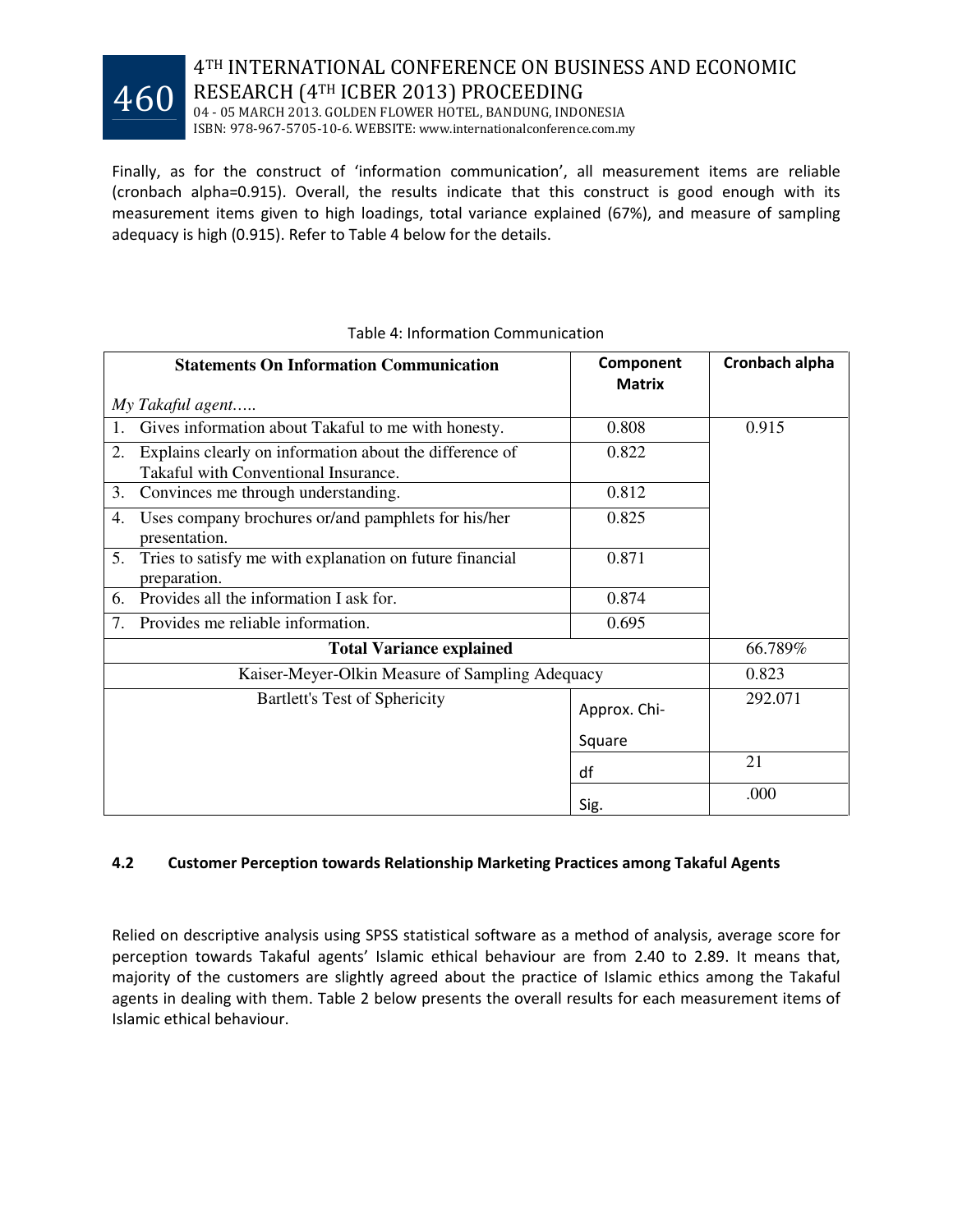Finally, as for the construct of 'information communication', all measurement items are reliable (cronbach alpha=0.915). Overall, the results indicate that this construct is good enough with its measurement items given to high loadings, total variance explained (67%), and measure of sampling adequacy is high (0.915). Refer to Table 4 below for the details.

Table 4: Information Communication

| **Statements On Information Communication**<br>*My Takaful agent…..* | **Component Matrix** | **Cronbach alpha** |
|---|---|---|
| 1. Gives information about Takaful to me with honesty. | 0.808 | 0.915 |
| 2. Explains clearly on information about the difference of Takaful with Conventional Insurance. | 0.822 | |
| 3. Convinces me through understanding. | 0.812 | |
| 4. Uses company brochures or/and pamphlets for his/her presentation. | 0.825 | |
| 5. Tries to satisfy me with explanation on future financial preparation. | 0.871 | |
| 6. Provides all the information I ask for. | 0.874 | |
| 7. Provides me reliable information. | 0.695 | |
| **Total Variance explained** | | 66.789% |
| Kaiser-Meyer-Olkin Measure of Sampling Adequacy | | 0.823 |
| Bartlett's Test of Sphericity | Approx. Chi-Square | 292.071 |
| | df | 21 |
| | Sig. | .000 |

#### 4.2 Customer Perception towards Relationship Marketing Practices among Takaful Agents

Relied on descriptive analysis using SPSS statistical software as a method of analysis, average score for perception towards Takaful agents' Islamic ethical behaviour are from 2.40 to 2.89. It means that, majority of the customers are slightly agreed about the practice of Islamic ethics among the Takaful agents in dealing with them. Table 2 below presents the overall results for each measurement items of Islamic ethical behaviour.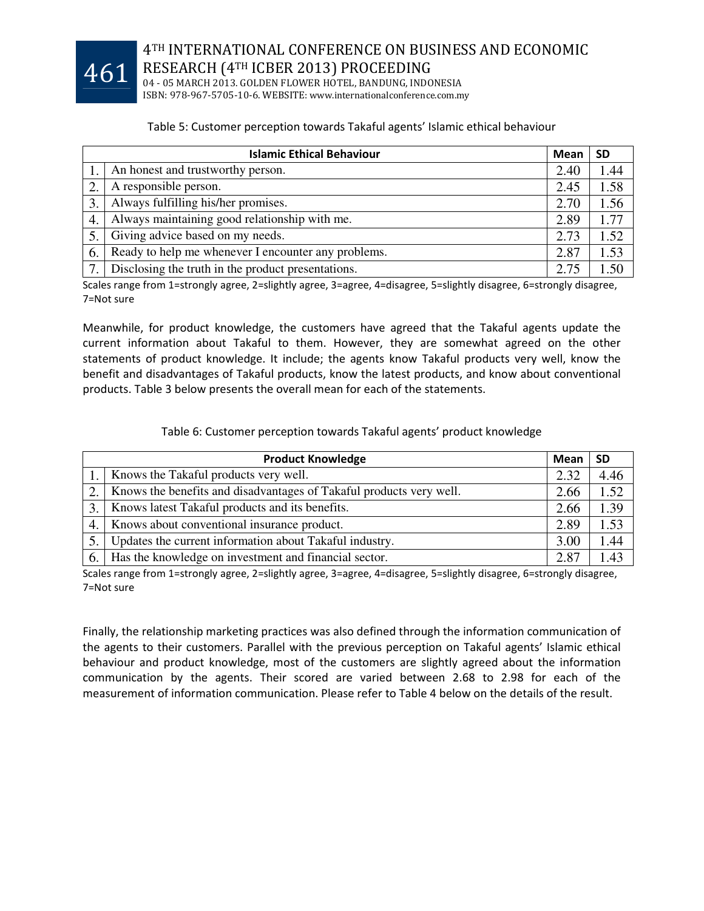Table 5: Customer perception towards Takaful agents' Islamic ethical behaviour

| | Islamic Ethical Behaviour | Mean | SD |
|---|---|---|---|
| 1. | An honest and trustworthy person. | 2.40 | 1.44 |
| 2. | A responsible person. | 2.45 | 1.58 |
| 3. | Always fulfilling his/her promises. | 2.70 | 1.56 |
| 4. | Always maintaining good relationship with me. | 2.89 | 1.77 |
| 5. | Giving advice based on my needs. | 2.73 | 1.52 |
| 6. | Ready to help me whenever I encounter any problems. | 2.87 | 1.53 |
| 7. | Disclosing the truth in the product presentations. | 2.75 | 1.50 |

Scales range from 1=strongly agree, 2=slightly agree, 3=agree, 4=disagree, 5=slightly disagree, 6=strongly disagree, 7=Not sure

Meanwhile, for product knowledge, the customers have agreed that the Takaful agents update the current information about Takaful to them. However, they are somewhat agreed on the other statements of product knowledge. It include; the agents know Takaful products very well, know the benefit and disadvantages of Takaful products, know the latest products, and know about conventional products. Table 3 below presents the overall mean for each of the statements.

Table 6: Customer perception towards Takaful agents' product knowledge

| | Product Knowledge | Mean | SD |
|---|---|---|---|
| 1. | Knows the Takaful products very well. | 2.32 | 4.46 |
| 2. | Knows the benefits and disadvantages of Takaful products very well. | 2.66 | 1.52 |
| 3. | Knows latest Takaful products and its benefits. | 2.66 | 1.39 |
| 4. | Knows about conventional insurance product. | 2.89 | 1.53 |
| 5. | Updates the current information about Takaful industry. | 3.00 | 1.44 |
| 6. | Has the knowledge on investment and financial sector. | 2.87 | 1.43 |

Scales range from 1=strongly agree, 2=slightly agree, 3=agree, 4=disagree, 5=slightly disagree, 6=strongly disagree, 7=Not sure

Finally, the relationship marketing practices was also defined through the information communication of the agents to their customers. Parallel with the previous perception on Takaful agents' Islamic ethical behaviour and product knowledge, most of the customers are slightly agreed about the information communication by the agents. Their scored are varied between 2.68 to 2.98 for each of the measurement of information communication. Please refer to Table 4 below on the details of the result.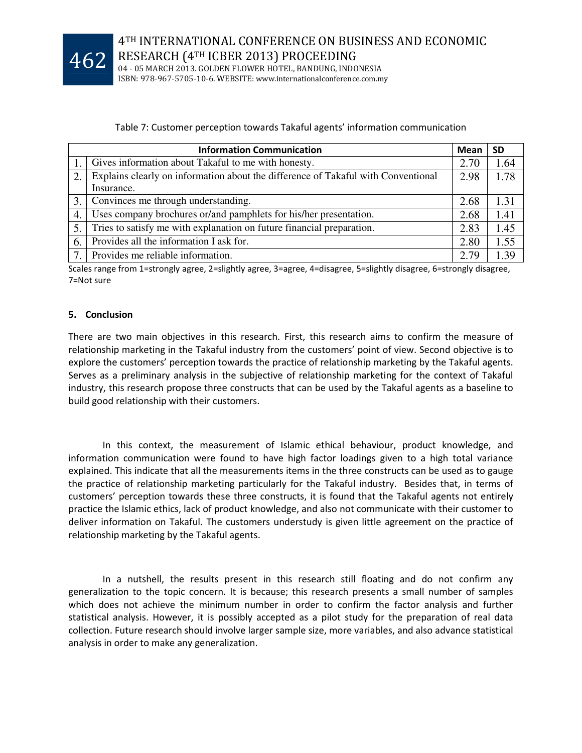Table 7: Customer perception towards Takaful agents' information communication

| | Information Communication | Mean | SD |
|---|---|---|---|
| 1. | Gives information about Takaful to me with honesty. | 2.70 | 1.64 |
| 2. | Explains clearly on information about the difference of Takaful with Conventional Insurance. | 2.98 | 1.78 |
| 3. | Convinces me through understanding. | 2.68 | 1.31 |
| 4. | Uses company brochures or/and pamphlets for his/her presentation. | 2.68 | 1.41 |
| 5. | Tries to satisfy me with explanation on future financial preparation. | 2.83 | 1.45 |
| 6. | Provides all the information I ask for. | 2.80 | 1.55 |
| 7. | Provides me reliable information. | 2.79 | 1.39 |

Scales range from 1=strongly agree, 2=slightly agree, 3=agree, 4=disagree, 5=slightly disagree, 6=strongly disagree, 7=Not sure

## 5. Conclusion

There are two main objectives in this research. First, this research aims to confirm the measure of relationship marketing in the Takaful industry from the customers' point of view. Second objective is to explore the customers' perception towards the practice of relationship marketing by the Takaful agents. Serves as a preliminary analysis in the subjective of relationship marketing for the context of Takaful industry, this research propose three constructs that can be used by the Takaful agents as a baseline to build good relationship with their customers.

In this context, the measurement of Islamic ethical behaviour, product knowledge, and information communication were found to have high factor loadings given to a high total variance explained. This indicate that all the measurements items in the three constructs can be used as to gauge the practice of relationship marketing particularly for the Takaful industry. Besides that, in terms of customers' perception towards these three constructs, it is found that the Takaful agents not entirely practice the Islamic ethics, lack of product knowledge, and also not communicate with their customer to deliver information on Takaful. The customers understudy is given little agreement on the practice of relationship marketing by the Takaful agents.

In a nutshell, the results present in this research still floating and do not confirm any generalization to the topic concern. It is because; this research presents a small number of samples which does not achieve the minimum number in order to confirm the factor analysis and further statistical analysis. However, it is possibly accepted as a pilot study for the preparation of real data collection. Future research should involve larger sample size, more variables, and also advance statistical analysis in order to make any generalization.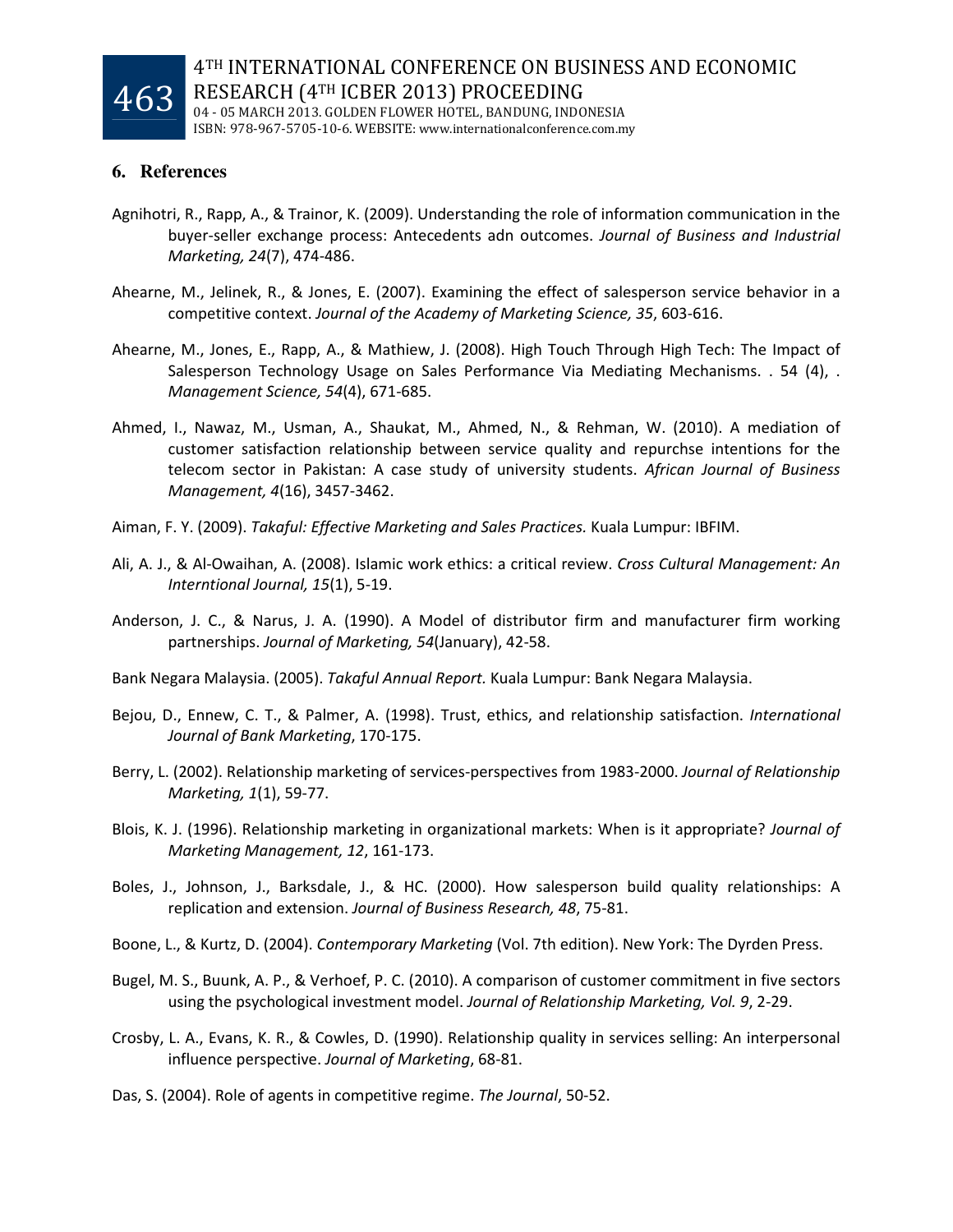## 6. References

Agnihotri, R., Rapp, A., & Trainor, K. (2009). Understanding the role of information communication in the buyer-seller exchange process: Antecedents adn outcomes. *Journal of Business and Industrial Marketing, 24*(7), 474-486.

Ahearne, M., Jelinek, R., & Jones, E. (2007). Examining the effect of salesperson service behavior in a competitive context. *Journal of the Academy of Marketing Science, 35*, 603-616.

Ahearne, M., Jones, E., Rapp, A., & Mathiew, J. (2008). High Touch Through High Tech: The Impact of Salesperson Technology Usage on Sales Performance Via Mediating Mechanisms. . 54 (4), . *Management Science, 54*(4), 671-685.

Ahmed, I., Nawaz, M., Usman, A., Shaukat, M., Ahmed, N., & Rehman, W. (2010). A mediation of customer satisfaction relationship between service quality and repurchse intentions for the telecom sector in Pakistan: A case study of university students. *African Journal of Business Management, 4*(16), 3457-3462.

Aiman, F. Y. (2009). *Takaful: Effective Marketing and Sales Practices.* Kuala Lumpur: IBFIM.

Ali, A. J., & Al-Owaihan, A. (2008). Islamic work ethics: a critical review. *Cross Cultural Management: An Interntional Journal, 15*(1), 5-19.

Anderson, J. C., & Narus, J. A. (1990). A Model of distributor firm and manufacturer firm working partnerships. *Journal of Marketing, 54*(January), 42-58.

Bank Negara Malaysia. (2005). *Takaful Annual Report.* Kuala Lumpur: Bank Negara Malaysia.

Bejou, D., Ennew, C. T., & Palmer, A. (1998). Trust, ethics, and relationship satisfaction. *International Journal of Bank Marketing*, 170-175.

Berry, L. (2002). Relationship marketing of services-perspectives from 1983-2000. *Journal of Relationship Marketing, 1*(1), 59-77.

Blois, K. J. (1996). Relationship marketing in organizational markets: When is it appropriate? *Journal of Marketing Management, 12*, 161-173.

Boles, J., Johnson, J., Barksdale, J., & HC. (2000). How salesperson build quality relationships: A replication and extension. *Journal of Business Research, 48*, 75-81.

Boone, L., & Kurtz, D. (2004). *Contemporary Marketing* (Vol. 7th edition). New York: The Dyrden Press.

Bugel, M. S., Buunk, A. P., & Verhoef, P. C. (2010). A comparison of customer commitment in five sectors using the psychological investment model. *Journal of Relationship Marketing, Vol. 9*, 2-29.

Crosby, L. A., Evans, K. R., & Cowles, D. (1990). Relationship quality in services selling: An interpersonal influence perspective. *Journal of Marketing*, 68-81.

Das, S. (2004). Role of agents in competitive regime. *The Journal*, 50-52.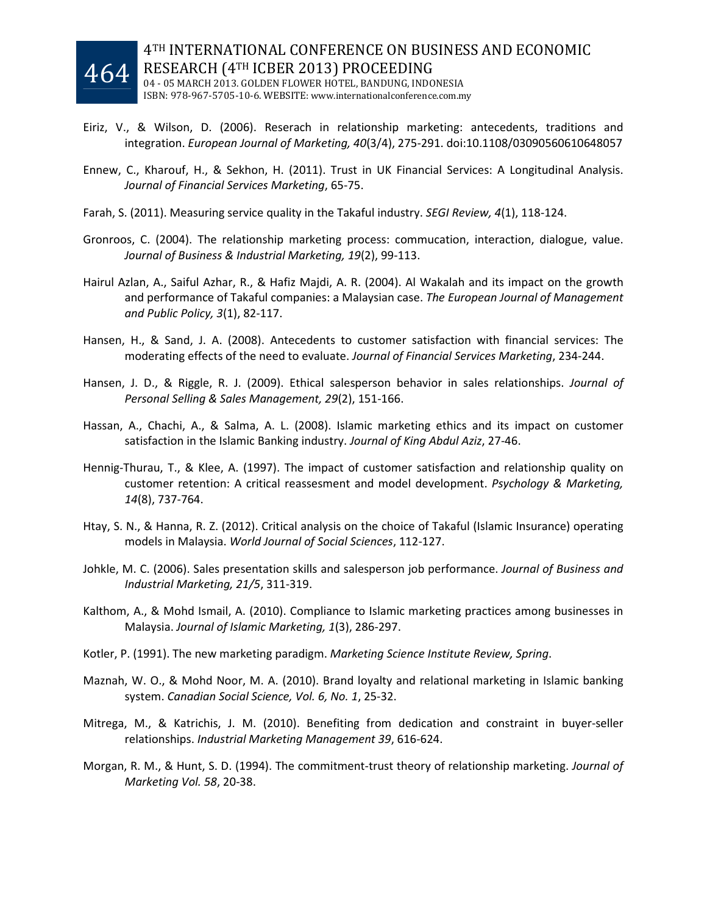Eiriz, V., & Wilson, D. (2006). Reserach in relationship marketing: antecedents, traditions and integration. *European Journal of Marketing, 40*(3/4), 275-291. doi:10.1108/03090560610648057

Ennew, C., Kharouf, H., & Sekhon, H. (2011). Trust in UK Financial Services: A Longitudinal Analysis. *Journal of Financial Services Marketing*, 65-75.

Farah, S. (2011). Measuring service quality in the Takaful industry. *SEGI Review, 4*(1), 118-124.

Gronroos, C. (2004). The relationship marketing process: commucation, interaction, dialogue, value. *Journal of Business & Industrial Marketing, 19*(2), 99-113.

Hairul Azlan, A., Saiful Azhar, R., & Hafiz Majdi, A. R. (2004). Al Wakalah and its impact on the growth and performance of Takaful companies: a Malaysian case. *The European Journal of Management and Public Policy, 3*(1), 82-117.

Hansen, H., & Sand, J. A. (2008). Antecedents to customer satisfaction with financial services: The moderating effects of the need to evaluate. *Journal of Financial Services Marketing*, 234-244.

Hansen, J. D., & Riggle, R. J. (2009). Ethical salesperson behavior in sales relationships. *Journal of Personal Selling & Sales Management, 29*(2), 151-166.

Hassan, A., Chachi, A., & Salma, A. L. (2008). Islamic marketing ethics and its impact on customer satisfaction in the Islamic Banking industry. *Journal of King Abdul Aziz*, 27-46.

Hennig-Thurau, T., & Klee, A. (1997). The impact of customer satisfaction and relationship quality on customer retention: A critical reassesement and model development. *Psychology & Marketing, 14*(8), 737-764.

Htay, S. N., & Hanna, R. Z. (2012). Critical analysis on the choice of Takaful (Islamic Insurance) operating models in Malaysia. *World Journal of Social Sciences*, 112-127.

Johkle, M. C. (2006). Sales presentation skills and salesperson job performance. *Journal of Business and Industrial Marketing, 21/5*, 311-319.

Kalthom, A., & Mohd Ismail, A. (2010). Compliance to Islamic marketing practices among businesses in Malaysia. *Journal of Islamic Marketing, 1*(3), 286-297.

Kotler, P. (1991). The new marketing paradigm. *Marketing Science Institute Review, Spring*.

Maznah, W. O., & Mohd Noor, M. A. (2010). Brand loyalty and relational marketing in Islamic banking system. *Canadian Social Science, Vol. 6, No. 1*, 25-32.

Mitrega, M., & Katrichis, J. M. (2010). Benefiting from dedication and constraint in buyer-seller relationships. *Industrial Marketing Management 39*, 616-624.

Morgan, R. M., & Hunt, S. D. (1994). The commitment-trust theory of relationship marketing. *Journal of Marketing Vol. 58*, 20-38.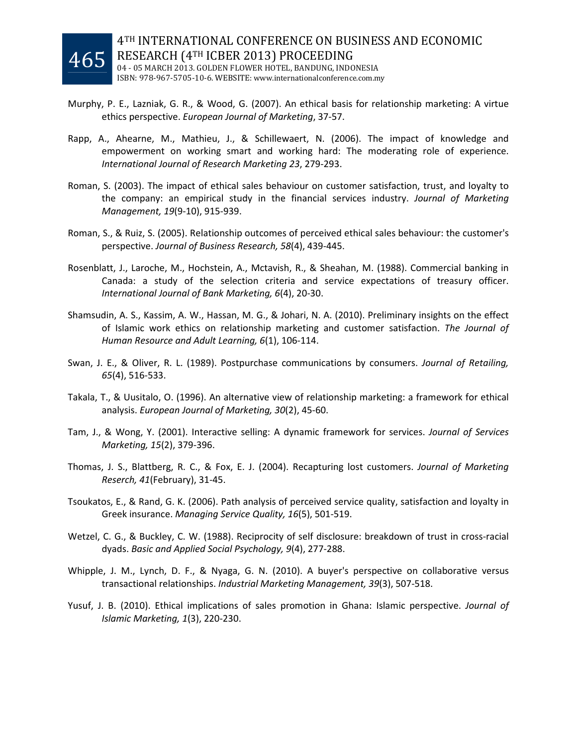Murphy, P. E., Lazniak, G. R., & Wood, G. (2007). An ethical basis for relationship marketing: A virtue ethics perspective. *European Journal of Marketing*, 37-57.

Rapp, A., Ahearne, M., Mathieu, J., & Schillewaert, N. (2006). The impact of knowledge and empowerment on working smart and working hard: The moderating role of experience. *International Journal of Research Marketing 23*, 279-293.

Roman, S. (2003). The impact of ethical sales behaviour on customer satisfaction, trust, and loyalty to the company: an empirical study in the financial services industry. *Journal of Marketing Management, 19*(9-10), 915-939.

Roman, S., & Ruiz, S. (2005). Relationship outcomes of perceived ethical sales behaviour: the customer's perspective. *Journal of Business Research, 58*(4), 439-445.

Rosenblatt, J., Laroche, M., Hochstein, A., Mctavish, R., & Sheahan, M. (1988). Commercial banking in Canada: a study of the selection criteria and service expectations of treasury officer. *International Journal of Bank Marketing, 6*(4), 20-30.

Shamsudin, A. S., Kassim, A. W., Hassan, M. G., & Johari, N. A. (2010). Preliminary insights on the effect of Islamic work ethics on relationship marketing and customer satisfaction. *The Journal of Human Resource and Adult Learning, 6*(1), 106-114.

Swan, J. E., & Oliver, R. L. (1989). Postpurchase communications by consumers. *Journal of Retailing, 65*(4), 516-533.

Takala, T., & Uusitalo, O. (1996). An alternative view of relationship marketing: a framework for ethical analysis. *European Journal of Marketing, 30*(2), 45-60.

Tam, J., & Wong, Y. (2001). Interactive selling: A dynamic framework for services. *Journal of Services Marketing, 15*(2), 379-396.

Thomas, J. S., Blattberg, R. C., & Fox, E. J. (2004). Recapturing lost customers. *Journal of Marketing Reserch, 41*(February), 31-45.

Tsoukatos, E., & Rand, G. K. (2006). Path analysis of perceived service quality, satisfaction and loyalty in Greek insurance. *Managing Service Quality, 16*(5), 501-519.

Wetzel, C. G., & Buckley, C. W. (1988). Reciprocity of self disclosure: breakdown of trust in cross-racial dyads. *Basic and Applied Social Psychology, 9*(4), 277-288.

Whipple, J. M., Lynch, D. F., & Nyaga, G. N. (2010). A buyer's perspective on collaborative versus transactional relationships. *Industrial Marketing Management, 39*(3), 507-518.

Yusuf, J. B. (2010). Ethical implications of sales promotion in Ghana: Islamic perspective. *Journal of Islamic Marketing, 1*(3), 220-230.